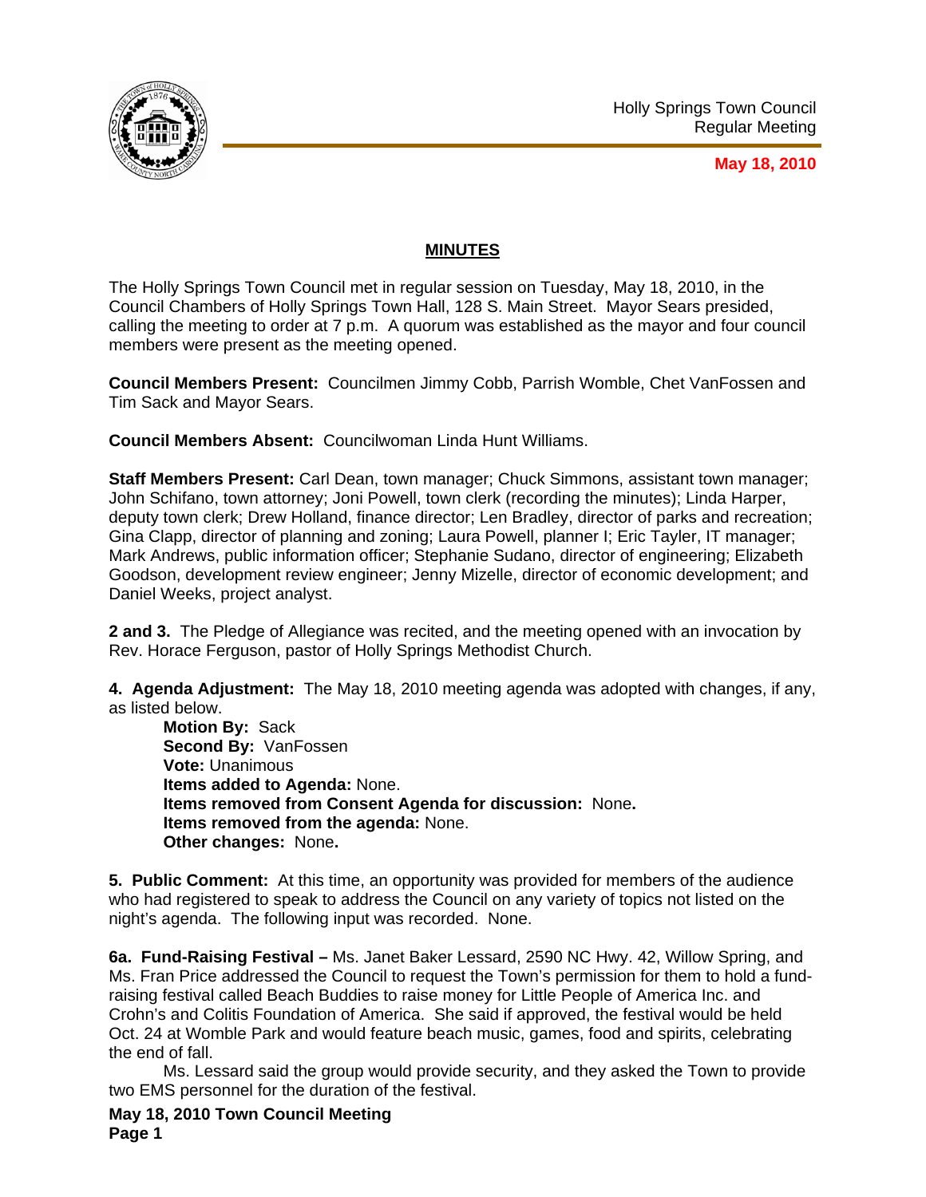Holly Springs Town Council
Regular Meeting

**May 18, 2010**

## MINUTES

The Holly Springs Town Council met in regular session on Tuesday, May 18, 2010, in the Council Chambers of Holly Springs Town Hall, 128 S. Main Street. Mayor Sears presided, calling the meeting to order at 7 p.m. A quorum was established as the mayor and four council members were present as the meeting opened.

**Council Members Present:** Councilmen Jimmy Cobb, Parrish Womble, Chet VanFossen and Tim Sack and Mayor Sears.

**Council Members Absent:** Councilwoman Linda Hunt Williams.

**Staff Members Present:** Carl Dean, town manager; Chuck Simmons, assistant town manager; John Schifano, town attorney; Joni Powell, town clerk (recording the minutes); Linda Harper, deputy town clerk; Drew Holland, finance director; Len Bradley, director of parks and recreation; Gina Clapp, director of planning and zoning; Laura Powell, planner I; Eric Tayler, IT manager; Mark Andrews, public information officer; Stephanie Sudano, director of engineering; Elizabeth Goodson, development review engineer; Jenny Mizelle, director of economic development; and Daniel Weeks, project analyst.

**2 and 3.** The Pledge of Allegiance was recited, and the meeting opened with an invocation by Rev. Horace Ferguson, pastor of Holly Springs Methodist Church.

**4. Agenda Adjustment:** The May 18, 2010 meeting agenda was adopted with changes, if any, as listed below.

> **Motion By:** Sack
> **Second By:** VanFossen
> **Vote:** Unanimous
> **Items added to Agenda:** None.
> **Items removed from Consent Agenda for discussion:** None**.**
> **Items removed from the agenda:** None.
> **Other changes:** None**.**

**5. Public Comment:** At this time, an opportunity was provided for members of the audience who had registered to speak to address the Council on any variety of topics not listed on the night's agenda. The following input was recorded. None.

**6a. Fund-Raising Festival –** Ms. Janet Baker Lessard, 2590 NC Hwy. 42, Willow Spring, and Ms. Fran Price addressed the Council to request the Town's permission for them to hold a fund-raising festival called Beach Buddies to raise money for Little People of America Inc. and Crohn's and Colitis Foundation of America. She said if approved, the festival would be held Oct. 24 at Womble Park and would feature beach music, games, food and spirits, celebrating the end of fall.

Ms. Lessard said the group would provide security, and they asked the Town to provide two EMS personnel for the duration of the festival.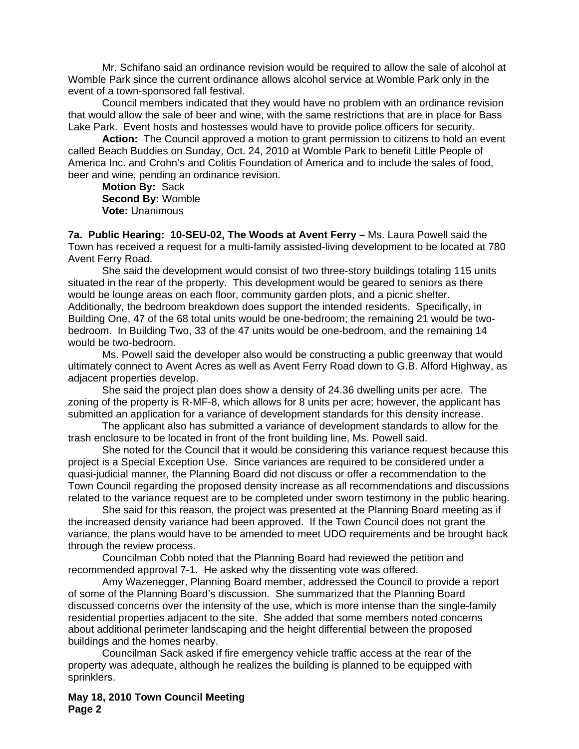Mr. Schifano said an ordinance revision would be required to allow the sale of alcohol at Womble Park since the current ordinance allows alcohol service at Womble Park only in the event of a town-sponsored fall festival.

Council members indicated that they would have no problem with an ordinance revision that would allow the sale of beer and wine, with the same restrictions that are in place for Bass Lake Park. Event hosts and hostesses would have to provide police officers for security.

**Action:** The Council approved a motion to grant permission to citizens to hold an event called Beach Buddies on Sunday, Oct. 24, 2010 at Womble Park to benefit Little People of America Inc. and Crohn's and Colitis Foundation of America and to include the sales of food, beer and wine, pending an ordinance revision.

**Motion By:** Sack
**Second By:** Womble
**Vote:** Unanimous

**7a. Public Hearing: 10-SEU-02, The Woods at Avent Ferry –** Ms. Laura Powell said the Town has received a request for a multi-family assisted-living development to be located at 780 Avent Ferry Road.

She said the development would consist of two three-story buildings totaling 115 units situated in the rear of the property. This development would be geared to seniors as there would be lounge areas on each floor, community garden plots, and a picnic shelter. Additionally, the bedroom breakdown does support the intended residents. Specifically, in Building One, 47 of the 68 total units would be one-bedroom; the remaining 21 would be two-bedroom. In Building Two, 33 of the 47 units would be one-bedroom, and the remaining 14 would be two-bedroom.

Ms. Powell said the developer also would be constructing a public greenway that would ultimately connect to Avent Acres as well as Avent Ferry Road down to G.B. Alford Highway, as adjacent properties develop.

She said the project plan does show a density of 24.36 dwelling units per acre. The zoning of the property is R-MF-8, which allows for 8 units per acre; however, the applicant has submitted an application for a variance of development standards for this density increase.

The applicant also has submitted a variance of development standards to allow for the trash enclosure to be located in front of the front building line, Ms. Powell said.

She noted for the Council that it would be considering this variance request because this project is a Special Exception Use. Since variances are required to be considered under a quasi-judicial manner, the Planning Board did not discuss or offer a recommendation to the Town Council regarding the proposed density increase as all recommendations and discussions related to the variance request are to be completed under sworn testimony in the public hearing.

She said for this reason, the project was presented at the Planning Board meeting as if the increased density variance had been approved. If the Town Council does not grant the variance, the plans would have to be amended to meet UDO requirements and be brought back through the review process.

Councilman Cobb noted that the Planning Board had reviewed the petition and recommended approval 7-1. He asked why the dissenting vote was offered.

Amy Wazenegger, Planning Board member, addressed the Council to provide a report of some of the Planning Board's discussion. She summarized that the Planning Board discussed concerns over the intensity of the use, which is more intense than the single-family residential properties adjacent to the site. She added that some members noted concerns about additional perimeter landscaping and the height differential between the proposed buildings and the homes nearby.

Councilman Sack asked if fire emergency vehicle traffic access at the rear of the property was adequate, although he realizes the building is planned to be equipped with sprinklers.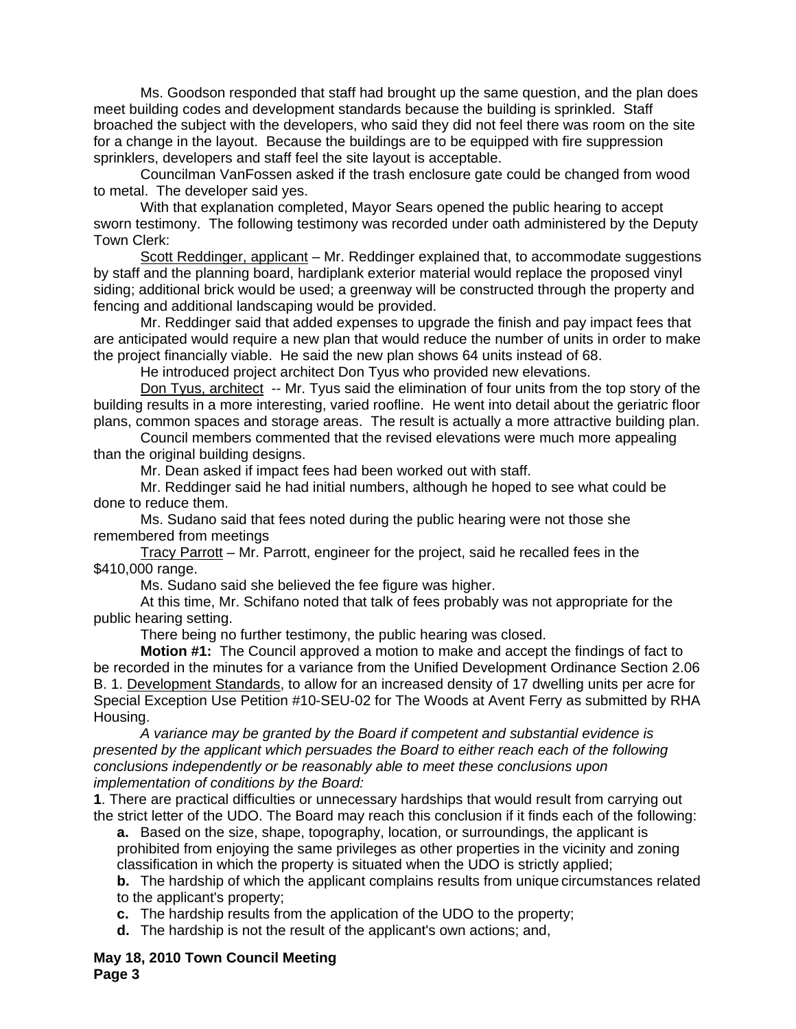Ms. Goodson responded that staff had brought up the same question, and the plan does meet building codes and development standards because the building is sprinkled. Staff broached the subject with the developers, who said they did not feel there was room on the site for a change in the layout. Because the buildings are to be equipped with fire suppression sprinklers, developers and staff feel the site layout is acceptable.

Councilman VanFossen asked if the trash enclosure gate could be changed from wood to metal. The developer said yes.

With that explanation completed, Mayor Sears opened the public hearing to accept sworn testimony. The following testimony was recorded under oath administered by the Deputy Town Clerk:

<u>Scott Reddinger, applicant</u> – Mr. Reddinger explained that, to accommodate suggestions by staff and the planning board, hardiplank exterior material would replace the proposed vinyl siding; additional brick would be used; a greenway will be constructed through the property and fencing and additional landscaping would be provided.

Mr. Reddinger said that added expenses to upgrade the finish and pay impact fees that are anticipated would require a new plan that would reduce the number of units in order to make the project financially viable. He said the new plan shows 64 units instead of 68.

He introduced project architect Don Tyus who provided new elevations.

<u>Don Tyus, architect</u> -- Mr. Tyus said the elimination of four units from the top story of the building results in a more interesting, varied roofline. He went into detail about the geriatric floor plans, common spaces and storage areas. The result is actually a more attractive building plan.

Council members commented that the revised elevations were much more appealing than the original building designs.

Mr. Dean asked if impact fees had been worked out with staff.

Mr. Reddinger said he had initial numbers, although he hoped to see what could be done to reduce them.

Ms. Sudano said that fees noted during the public hearing were not those she remembered from meetings

<u>Tracy Parrott</u> – Mr. Parrott, engineer for the project, said he recalled fees in the $410,000 range.

Ms. Sudano said she believed the fee figure was higher.

At this time, Mr. Schifano noted that talk of fees probably was not appropriate for the public hearing setting.

There being no further testimony, the public hearing was closed.

**Motion #1:** The Council approved a motion to make and accept the findings of fact to be recorded in the minutes for a variance from the Unified Development Ordinance Section 2.06 B. 1. <u>Development Standards</u>, to allow for an increased density of 17 dwelling units per acre for Special Exception Use Petition #10-SEU-02 for The Woods at Avent Ferry as submitted by RHA Housing.

*A variance may be granted by the Board if competent and substantial evidence is presented by the applicant which persuades the Board to either reach each of the following conclusions independently or be reasonably able to meet these conclusions upon implementation of conditions by the Board:*

**1**. There are practical difficulties or unnecessary hardships that would result from carrying out the strict letter of the UDO. The Board may reach this conclusion if it finds each of the following:

- **a.** Based on the size, shape, topography, location, or surroundings, the applicant is prohibited from enjoying the same privileges as other properties in the vicinity and zoning classification in which the property is situated when the UDO is strictly applied;
- **b.** The hardship of which the applicant complains results from unique circumstances related to the applicant's property;
- **c.** The hardship results from the application of the UDO to the property;
- **d.** The hardship is not the result of the applicant's own actions; and,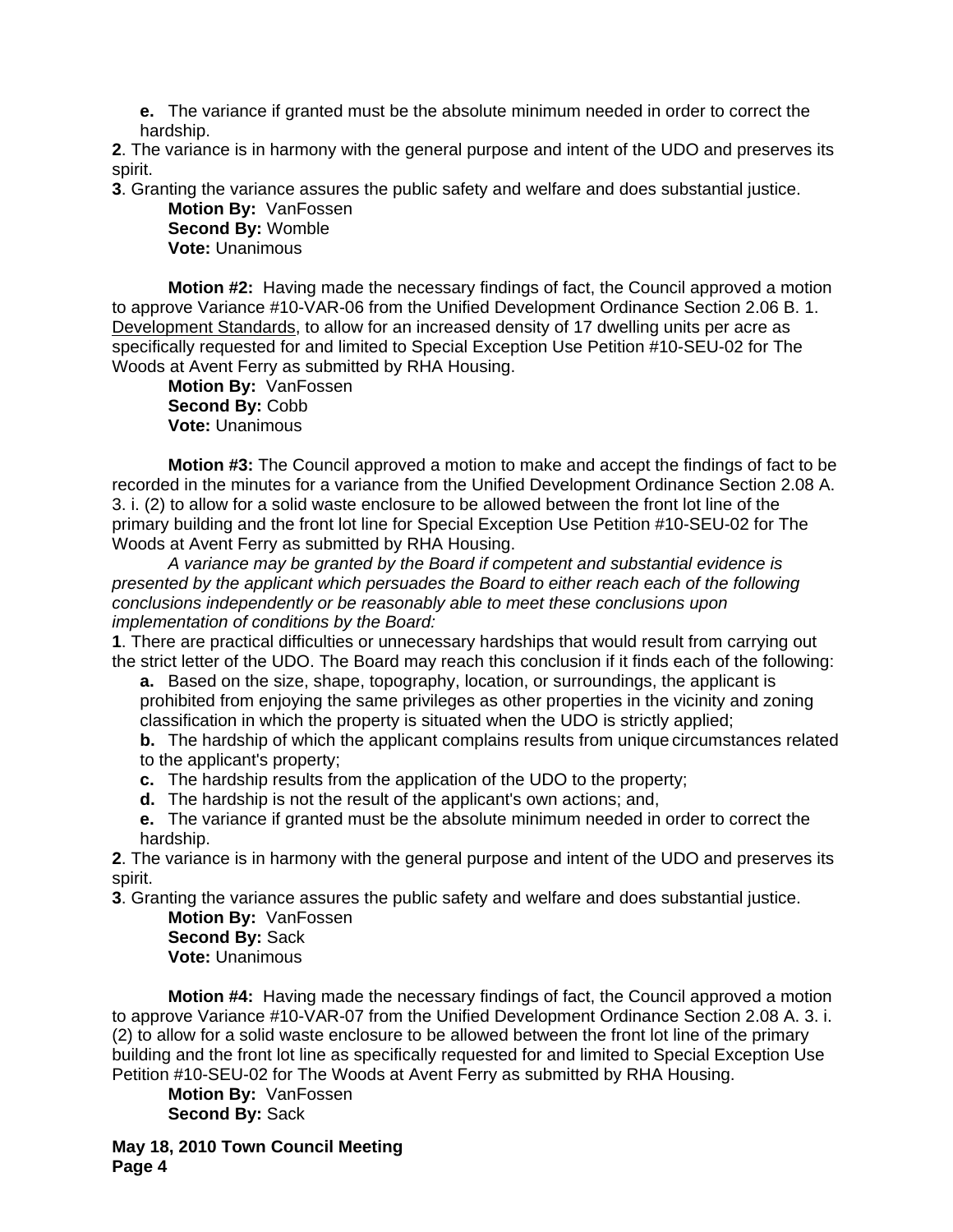**e.** The variance if granted must be the absolute minimum needed in order to correct the hardship.

**2**. The variance is in harmony with the general purpose and intent of the UDO and preserves its spirit.

**3**. Granting the variance assures the public safety and welfare and does substantial justice.

**Motion By:** VanFossen
**Second By:** Womble
**Vote:** Unanimous

**Motion #2:** Having made the necessary findings of fact, the Council approved a motion to approve Variance #10-VAR-06 from the Unified Development Ordinance Section 2.06 B. 1. Development Standards, to allow for an increased density of 17 dwelling units per acre as specifically requested for and limited to Special Exception Use Petition #10-SEU-02 for The Woods at Avent Ferry as submitted by RHA Housing.

**Motion By:** VanFossen
**Second By:** Cobb
**Vote:** Unanimous

**Motion #3:** The Council approved a motion to make and accept the findings of fact to be recorded in the minutes for a variance from the Unified Development Ordinance Section 2.08 A. 3. i. (2) to allow for a solid waste enclosure to be allowed between the front lot line of the primary building and the front lot line for Special Exception Use Petition #10-SEU-02 for The Woods at Avent Ferry as submitted by RHA Housing.

*A variance may be granted by the Board if competent and substantial evidence is presented by the applicant which persuades the Board to either reach each of the following conclusions independently or be reasonably able to meet these conclusions upon implementation of conditions by the Board:*

**1**. There are practical difficulties or unnecessary hardships that would result from carrying out the strict letter of the UDO. The Board may reach this conclusion if it finds each of the following:

**a.** Based on the size, shape, topography, location, or surroundings, the applicant is prohibited from enjoying the same privileges as other properties in the vicinity and zoning classification in which the property is situated when the UDO is strictly applied;

**b.** The hardship of which the applicant complains results from unique circumstances related to the applicant's property;

**c.** The hardship results from the application of the UDO to the property;

**d.** The hardship is not the result of the applicant's own actions; and,

**e.** The variance if granted must be the absolute minimum needed in order to correct the hardship.

**2**. The variance is in harmony with the general purpose and intent of the UDO and preserves its spirit.

**3**. Granting the variance assures the public safety and welfare and does substantial justice.

**Motion By:** VanFossen
**Second By:** Sack
**Vote:** Unanimous

**Motion #4:** Having made the necessary findings of fact, the Council approved a motion to approve Variance #10-VAR-07 from the Unified Development Ordinance Section 2.08 A. 3. i. (2) to allow for a solid waste enclosure to be allowed between the front lot line of the primary building and the front lot line as specifically requested for and limited to Special Exception Use Petition #10-SEU-02 for The Woods at Avent Ferry as submitted by RHA Housing.

**Motion By:** VanFossen
**Second By:** Sack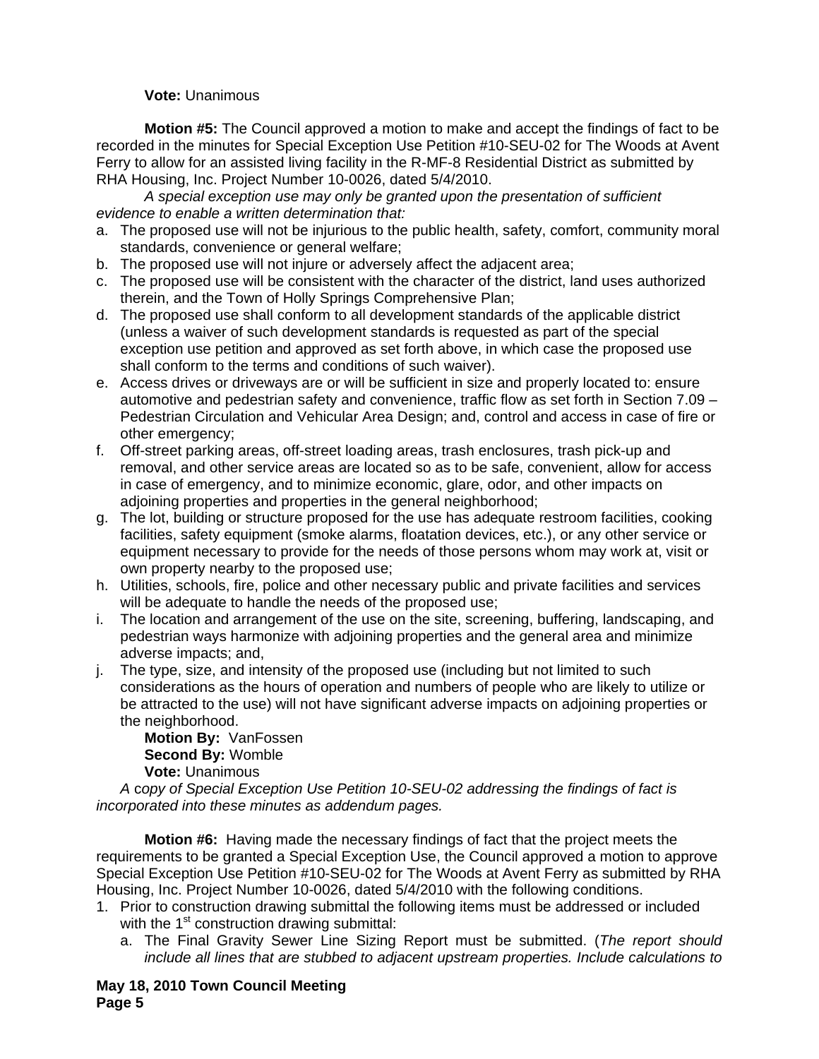**Vote:** Unanimous

**Motion #5:** The Council approved a motion to make and accept the findings of fact to be recorded in the minutes for Special Exception Use Petition #10-SEU-02 for The Woods at Avent Ferry to allow for an assisted living facility in the R-MF-8 Residential District as submitted by RHA Housing, Inc. Project Number 10-0026, dated 5/4/2010.

*A special exception use may only be granted upon the presentation of sufficient evidence to enable a written determination that:*

a. The proposed use will not be injurious to the public health, safety, comfort, community moral standards, convenience or general welfare;
b. The proposed use will not injure or adversely affect the adjacent area;
c. The proposed use will be consistent with the character of the district, land uses authorized therein, and the Town of Holly Springs Comprehensive Plan;
d. The proposed use shall conform to all development standards of the applicable district (unless a waiver of such development standards is requested as part of the special exception use petition and approved as set forth above, in which case the proposed use shall conform to the terms and conditions of such waiver).
e. Access drives or driveways are or will be sufficient in size and properly located to: ensure automotive and pedestrian safety and convenience, traffic flow as set forth in Section 7.09 – Pedestrian Circulation and Vehicular Area Design; and, control and access in case of fire or other emergency;
f. Off-street parking areas, off-street loading areas, trash enclosures, trash pick-up and removal, and other service areas are located so as to be safe, convenient, allow for access in case of emergency, and to minimize economic, glare, odor, and other impacts on adjoining properties and properties in the general neighborhood;
g. The lot, building or structure proposed for the use has adequate restroom facilities, cooking facilities, safety equipment (smoke alarms, floatation devices, etc.), or any other service or equipment necessary to provide for the needs of those persons whom may work at, visit or own property nearby to the proposed use;
h. Utilities, schools, fire, police and other necessary public and private facilities and services will be adequate to handle the needs of the proposed use;
i. The location and arrangement of the use on the site, screening, buffering, landscaping, and pedestrian ways harmonize with adjoining properties and the general area and minimize adverse impacts; and,
j. The type, size, and intensity of the proposed use (including but not limited to such considerations as the hours of operation and numbers of people who are likely to utilize or be attracted to the use) will not have significant adverse impacts on adjoining properties or the neighborhood.

**Motion By:** VanFossen
**Second By:** Womble
**Vote:** Unanimous

*A copy of Special Exception Use Petition 10-SEU-02 addressing the findings of fact is incorporated into these minutes as addendum pages.*

**Motion #6:** Having made the necessary findings of fact that the project meets the requirements to be granted a Special Exception Use, the Council approved a motion to approve Special Exception Use Petition #10-SEU-02 for The Woods at Avent Ferry as submitted by RHA Housing, Inc. Project Number 10-0026, dated 5/4/2010 with the following conditions.

1. Prior to construction drawing submittal the following items must be addressed or included with the 1st construction drawing submittal:
   a. The Final Gravity Sewer Line Sizing Report must be submitted. (*The report should include all lines that are stubbed to adjacent upstream properties. Include calculations to*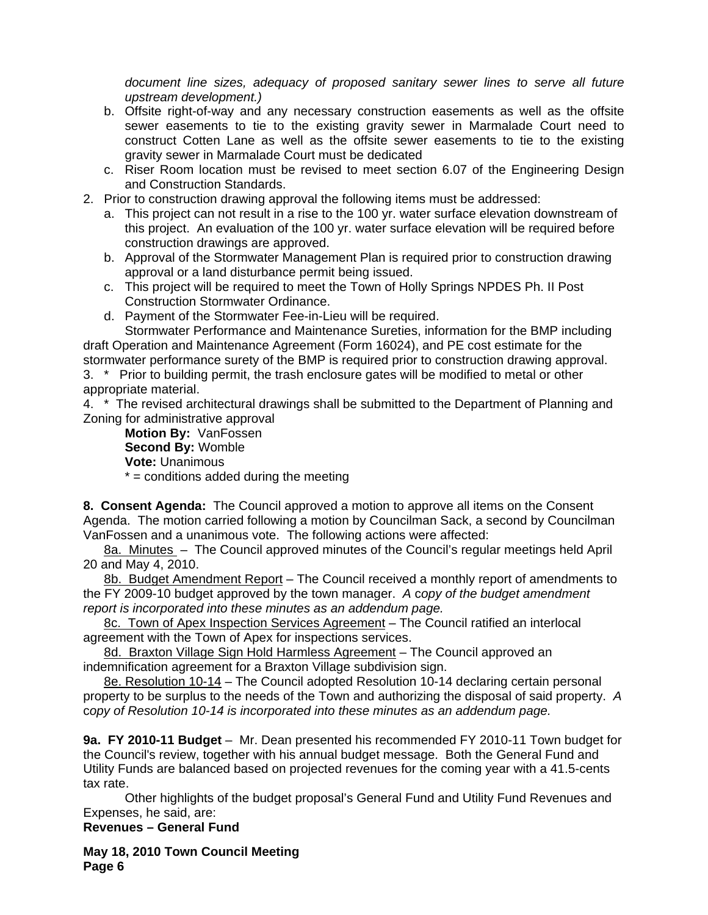*document line sizes, adequacy of proposed sanitary sewer lines to serve all future upstream development.)*

b. Offsite right-of-way and any necessary construction easements as well as the offsite sewer easements to tie to the existing gravity sewer in Marmalade Court need to construct Cotten Lane as well as the offsite sewer easements to tie to the existing gravity sewer in Marmalade Court must be dedicated

c. Riser Room location must be revised to meet section 6.07 of the Engineering Design and Construction Standards.

2. Prior to construction drawing approval the following items must be addressed:

   a. This project can not result in a rise to the 100 yr. water surface elevation downstream of this project. An evaluation of the 100 yr. water surface elevation will be required before construction drawings are approved.

   b. Approval of the Stormwater Management Plan is required prior to construction drawing approval or a land disturbance permit being issued.

   c. This project will be required to meet the Town of Holly Springs NPDES Ph. II Post Construction Stormwater Ordinance.

   d. Payment of the Stormwater Fee-in-Lieu will be required.

   Stormwater Performance and Maintenance Sureties, information for the BMP including draft Operation and Maintenance Agreement (Form 16024), and PE cost estimate for the stormwater performance surety of the BMP is required prior to construction drawing approval.

3. * Prior to building permit, the trash enclosure gates will be modified to metal or other appropriate material.

4. * The revised architectural drawings shall be submitted to the Department of Planning and Zoning for administrative approval

**Motion By:** VanFossen
**Second By:** Womble
**Vote:** Unanimous
* = conditions added during the meeting

**8. Consent Agenda:** The Council approved a motion to approve all items on the Consent Agenda. The motion carried following a motion by Councilman Sack, a second by Councilman VanFossen and a unanimous vote. The following actions were affected:

8a. Minutes – The Council approved minutes of the Council's regular meetings held April 20 and May 4, 2010.

8b. Budget Amendment Report – The Council received a monthly report of amendments to the FY 2009-10 budget approved by the town manager. *A copy of the budget amendment report is incorporated into these minutes as an addendum page.*

8c. Town of Apex Inspection Services Agreement – The Council ratified an interlocal agreement with the Town of Apex for inspections services.

8d. Braxton Village Sign Hold Harmless Agreement – The Council approved an indemnification agreement for a Braxton Village subdivision sign.

8e. Resolution 10-14 – The Council adopted Resolution 10-14 declaring certain personal property to be surplus to the needs of the Town and authorizing the disposal of said property. *A copy of Resolution 10-14 is incorporated into these minutes as an addendum page.*

**9a. FY 2010-11 Budget** – Mr. Dean presented his recommended FY 2010-11 Town budget for the Council's review, together with his annual budget message. Both the General Fund and Utility Funds are balanced based on projected revenues for the coming year with a 41.5-cents tax rate.

Other highlights of the budget proposal's General Fund and Utility Fund Revenues and Expenses, he said, are:

**Revenues – General Fund**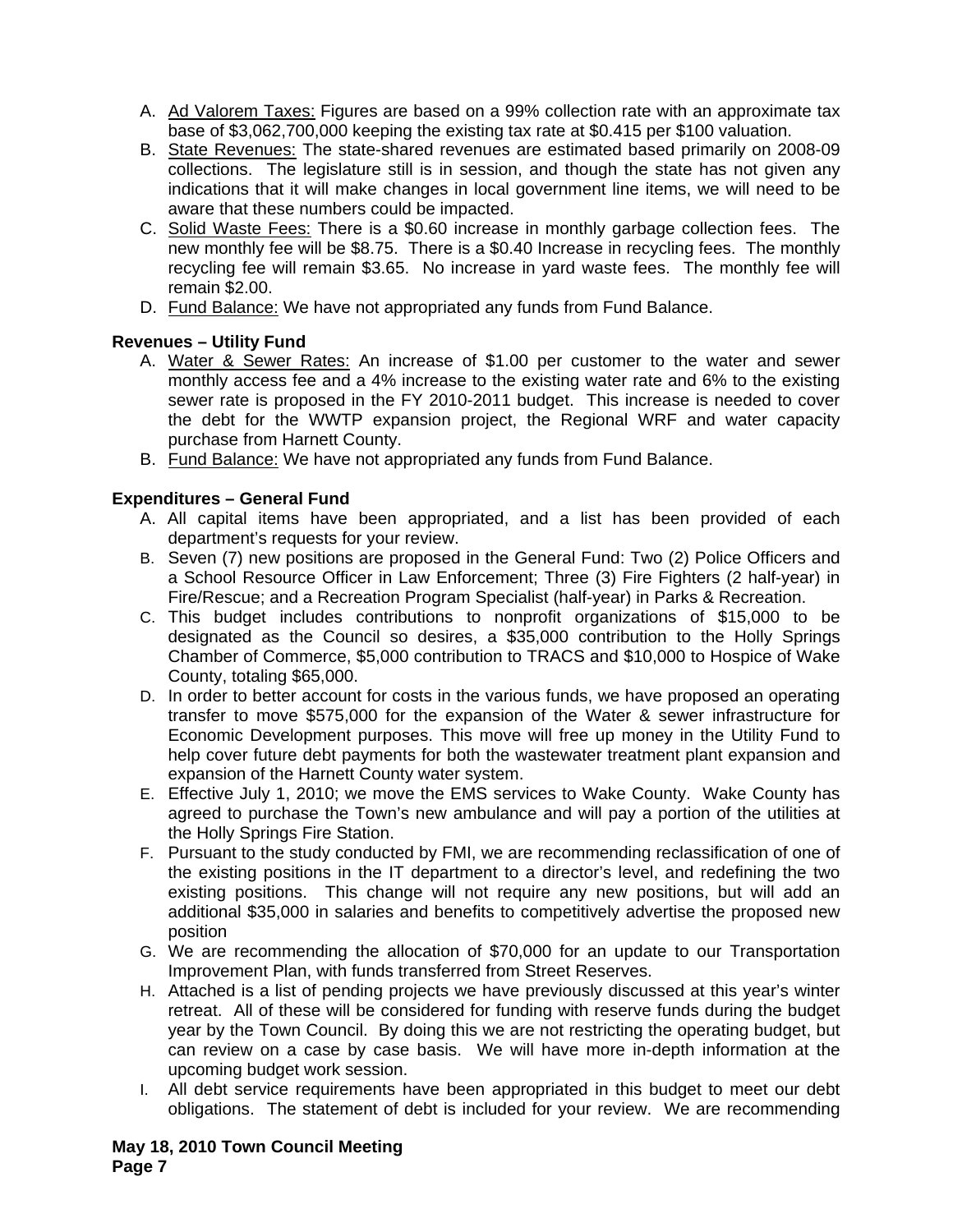A. Ad Valorem Taxes: Figures are based on a 99% collection rate with an approximate tax base of $3,062,700,000 keeping the existing tax rate at $0.415 per $100 valuation.
B. State Revenues: The state-shared revenues are estimated based primarily on 2008-09 collections. The legislature still is in session, and though the state has not given any indications that it will make changes in local government line items, we will need to be aware that these numbers could be impacted.
C. Solid Waste Fees: There is a $0.60 increase in monthly garbage collection fees. The new monthly fee will be $8.75. There is a $0.40 Increase in recycling fees. The monthly recycling fee will remain $3.65. No increase in yard waste fees. The monthly fee will remain $2.00.
D. Fund Balance: We have not appropriated any funds from Fund Balance.

**Revenues – Utility Fund**

A. Water & Sewer Rates: An increase of $1.00 per customer to the water and sewer monthly access fee and a 4% increase to the existing water rate and 6% to the existing sewer rate is proposed in the FY 2010-2011 budget. This increase is needed to cover the debt for the WWTP expansion project, the Regional WRF and water capacity purchase from Harnett County.
B. Fund Balance: We have not appropriated any funds from Fund Balance.

**Expenditures – General Fund**

A. All capital items have been appropriated, and a list has been provided of each department's requests for your review.
B. Seven (7) new positions are proposed in the General Fund: Two (2) Police Officers and a School Resource Officer in Law Enforcement; Three (3) Fire Fighters (2 half-year) in Fire/Rescue; and a Recreation Program Specialist (half-year) in Parks & Recreation.
C. This budget includes contributions to nonprofit organizations of $15,000 to be designated as the Council so desires, a $35,000 contribution to the Holly Springs Chamber of Commerce, $5,000 contribution to TRACS and $10,000 to Hospice of Wake County, totaling $65,000.
D. In order to better account for costs in the various funds, we have proposed an operating transfer to move $575,000 for the expansion of the Water & sewer infrastructure for Economic Development purposes. This move will free up money in the Utility Fund to help cover future debt payments for both the wastewater treatment plant expansion and expansion of the Harnett County water system.
E. Effective July 1, 2010; we move the EMS services to Wake County. Wake County has agreed to purchase the Town's new ambulance and will pay a portion of the utilities at the Holly Springs Fire Station.
F. Pursuant to the study conducted by FMI, we are recommending reclassification of one of the existing positions in the IT department to a director's level, and redefining the two existing positions. This change will not require any new positions, but will add an additional $35,000 in salaries and benefits to competitively advertise the proposed new position
G. We are recommending the allocation of $70,000 for an update to our Transportation Improvement Plan, with funds transferred from Street Reserves.
H. Attached is a list of pending projects we have previously discussed at this year's winter retreat. All of these will be considered for funding with reserve funds during the budget year by the Town Council. By doing this we are not restricting the operating budget, but can review on a case by case basis. We will have more in-depth information at the upcoming budget work session.
I. All debt service requirements have been appropriated in this budget to meet our debt obligations. The statement of debt is included for your review. We are recommending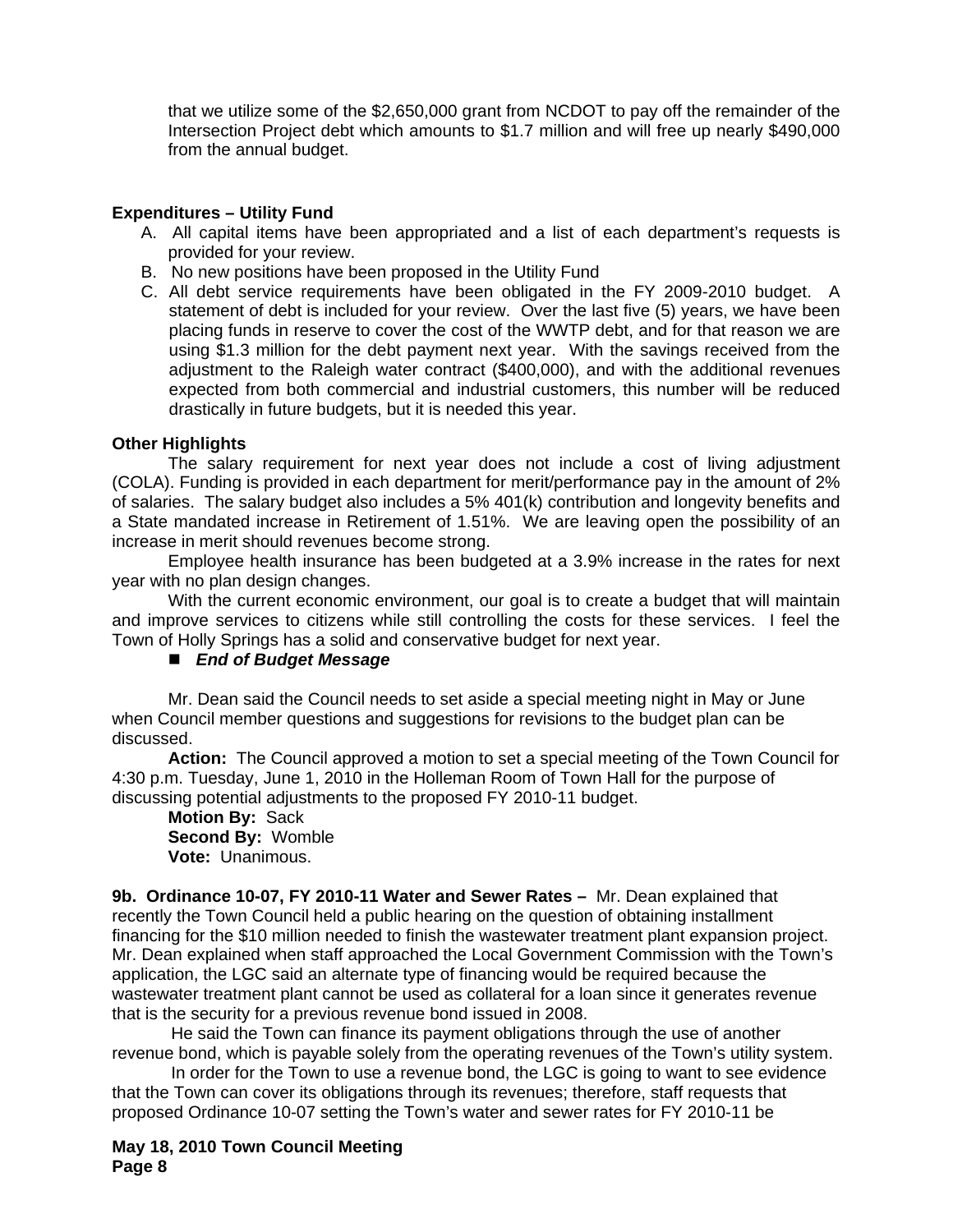that we utilize some of the $2,650,000 grant from NCDOT to pay off the remainder of the Intersection Project debt which amounts to $1.7 million and will free up nearly $490,000 from the annual budget.

**Expenditures – Utility Fund**

A. All capital items have been appropriated and a list of each department's requests is provided for your review.
B. No new positions have been proposed in the Utility Fund
C. All debt service requirements have been obligated in the FY 2009-2010 budget. A statement of debt is included for your review. Over the last five (5) years, we have been placing funds in reserve to cover the cost of the WWTP debt, and for that reason we are using $1.3 million for the debt payment next year. With the savings received from the adjustment to the Raleigh water contract ($400,000), and with the additional revenues expected from both commercial and industrial customers, this number will be reduced drastically in future budgets, but it is needed this year.

**Other Highlights**

The salary requirement for next year does not include a cost of living adjustment (COLA). Funding is provided in each department for merit/performance pay in the amount of 2% of salaries. The salary budget also includes a 5% 401(k) contribution and longevity benefits and a State mandated increase in Retirement of 1.51%. We are leaving open the possibility of an increase in merit should revenues become strong.

Employee health insurance has been budgeted at a 3.9% increase in the rates for next year with no plan design changes.

With the current economic environment, our goal is to create a budget that will maintain and improve services to citizens while still controlling the costs for these services. I feel the Town of Holly Springs has a solid and conservative budget for next year.

- ***End of Budget Message***

Mr. Dean said the Council needs to set aside a special meeting night in May or June when Council member questions and suggestions for revisions to the budget plan can be discussed.

**Action:** The Council approved a motion to set a special meeting of the Town Council for 4:30 p.m. Tuesday, June 1, 2010 in the Holleman Room of Town Hall for the purpose of discussing potential adjustments to the proposed FY 2010-11 budget.

**Motion By:** Sack
**Second By:** Womble
**Vote:** Unanimous.

**9b. Ordinance 10-07, FY 2010-11 Water and Sewer Rates –** Mr. Dean explained that recently the Town Council held a public hearing on the question of obtaining installment financing for the $10 million needed to finish the wastewater treatment plant expansion project. Mr. Dean explained when staff approached the Local Government Commission with the Town's application, the LGC said an alternate type of financing would be required because the wastewater treatment plant cannot be used as collateral for a loan since it generates revenue that is the security for a previous revenue bond issued in 2008.

He said the Town can finance its payment obligations through the use of another revenue bond, which is payable solely from the operating revenues of the Town's utility system.

In order for the Town to use a revenue bond, the LGC is going to want to see evidence that the Town can cover its obligations through its revenues; therefore, staff requests that proposed Ordinance 10-07 setting the Town's water and sewer rates for FY 2010-11 be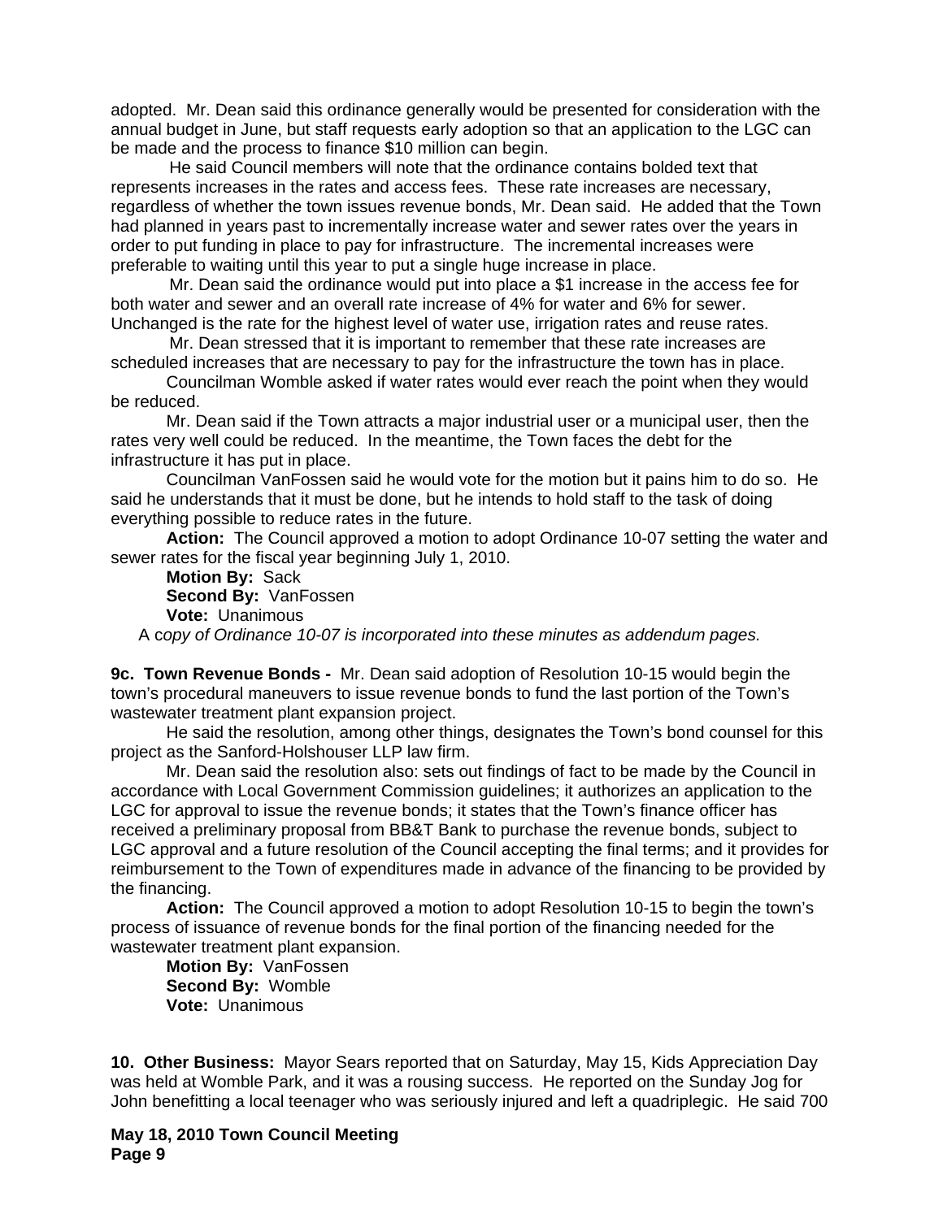adopted. Mr. Dean said this ordinance generally would be presented for consideration with the annual budget in June, but staff requests early adoption so that an application to the LGC can be made and the process to finance $10 million can begin.

He said Council members will note that the ordinance contains bolded text that represents increases in the rates and access fees. These rate increases are necessary, regardless of whether the town issues revenue bonds, Mr. Dean said. He added that the Town had planned in years past to incrementally increase water and sewer rates over the years in order to put funding in place to pay for infrastructure. The incremental increases were preferable to waiting until this year to put a single huge increase in place.

Mr. Dean said the ordinance would put into place a $1 increase in the access fee for both water and sewer and an overall rate increase of 4% for water and 6% for sewer. Unchanged is the rate for the highest level of water use, irrigation rates and reuse rates.

Mr. Dean stressed that it is important to remember that these rate increases are scheduled increases that are necessary to pay for the infrastructure the town has in place.

Councilman Womble asked if water rates would ever reach the point when they would be reduced.

Mr. Dean said if the Town attracts a major industrial user or a municipal user, then the rates very well could be reduced. In the meantime, the Town faces the debt for the infrastructure it has put in place.

Councilman VanFossen said he would vote for the motion but it pains him to do so. He said he understands that it must be done, but he intends to hold staff to the task of doing everything possible to reduce rates in the future.

**Action:** The Council approved a motion to adopt Ordinance 10-07 setting the water and sewer rates for the fiscal year beginning July 1, 2010.

**Motion By:** Sack
**Second By:** VanFossen
**Vote:** Unanimous

A c*opy of Ordinance 10-07 is incorporated into these minutes as addendum pages.*

**9c. Town Revenue Bonds -** Mr. Dean said adoption of Resolution 10-15 would begin the town's procedural maneuvers to issue revenue bonds to fund the last portion of the Town's wastewater treatment plant expansion project.

He said the resolution, among other things, designates the Town's bond counsel for this project as the Sanford-Holshouser LLP law firm.

Mr. Dean said the resolution also: sets out findings of fact to be made by the Council in accordance with Local Government Commission guidelines; it authorizes an application to the LGC for approval to issue the revenue bonds; it states that the Town's finance officer has received a preliminary proposal from BB&T Bank to purchase the revenue bonds, subject to LGC approval and a future resolution of the Council accepting the final terms; and it provides for reimbursement to the Town of expenditures made in advance of the financing to be provided by the financing.

**Action:** The Council approved a motion to adopt Resolution 10-15 to begin the town's process of issuance of revenue bonds for the final portion of the financing needed for the wastewater treatment plant expansion.

**Motion By:** VanFossen
**Second By:** Womble
**Vote:** Unanimous

**10. Other Business:** Mayor Sears reported that on Saturday, May 15, Kids Appreciation Day was held at Womble Park, and it was a rousing success. He reported on the Sunday Jog for John benefitting a local teenager who was seriously injured and left a quadriplegic. He said 700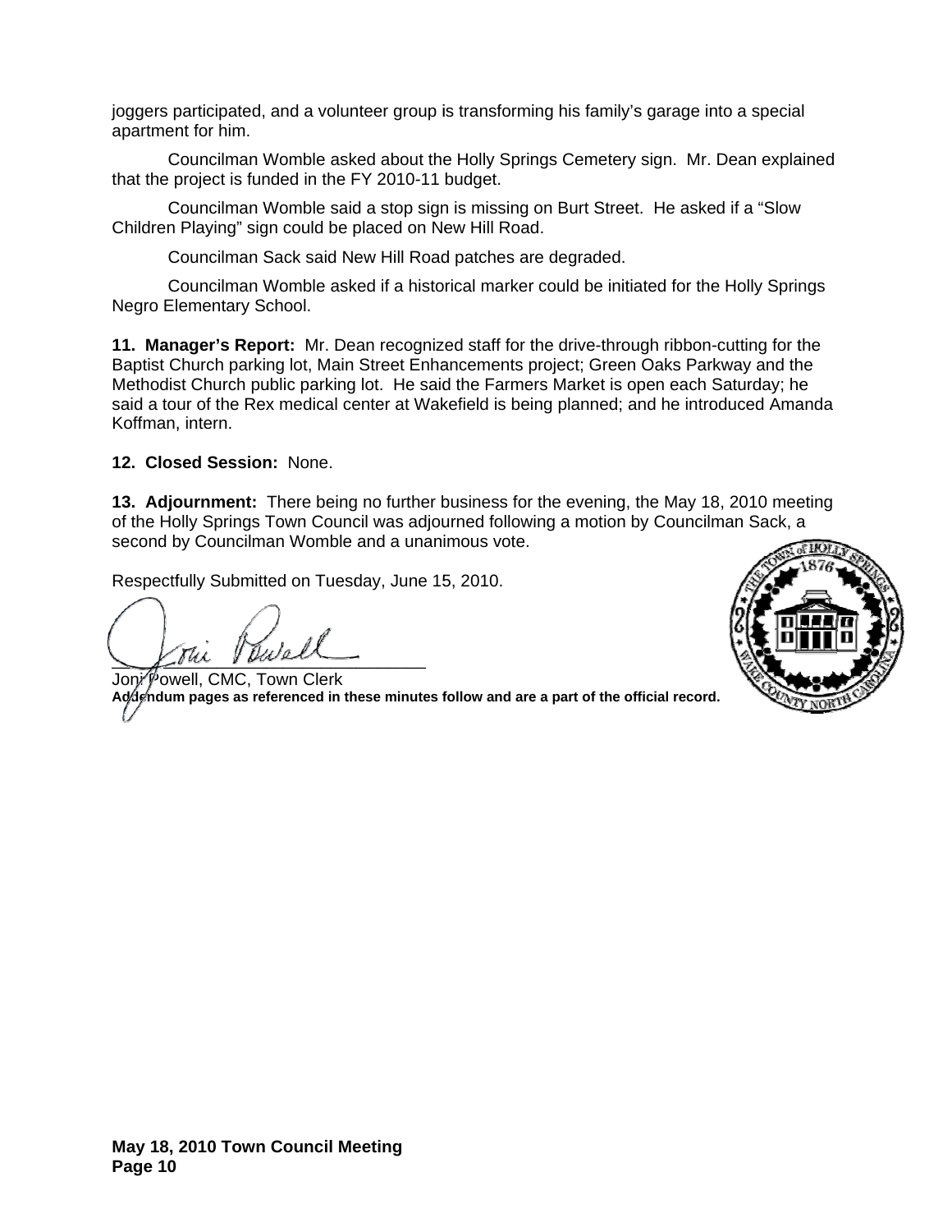joggers participated, and a volunteer group is transforming his family's garage into a special apartment for him.

Councilman Womble asked about the Holly Springs Cemetery sign. Mr. Dean explained that the project is funded in the FY 2010-11 budget.

Councilman Womble said a stop sign is missing on Burt Street. He asked if a "Slow Children Playing" sign could be placed on New Hill Road.

Councilman Sack said New Hill Road patches are degraded.

Councilman Womble asked if a historical marker could be initiated for the Holly Springs Negro Elementary School.

**11. Manager's Report:** Mr. Dean recognized staff for the drive-through ribbon-cutting for the Baptist Church parking lot, Main Street Enhancements project; Green Oaks Parkway and the Methodist Church public parking lot. He said the Farmers Market is open each Saturday; he said a tour of the Rex medical center at Wakefield is being planned; and he introduced Amanda Koffman, intern.

**12. Closed Session:** None.

**13. Adjournment:** There being no further business for the evening, the May 18, 2010 meeting of the Holly Springs Town Council was adjourned following a motion by Councilman Sack, a second by Councilman Womble and a unanimous vote.

Respectfully Submitted on Tuesday, June 15, 2010.

Joni Powell, CMC, Town Clerk

**Addendum pages as referenced in these minutes follow and are a part of the official record.**